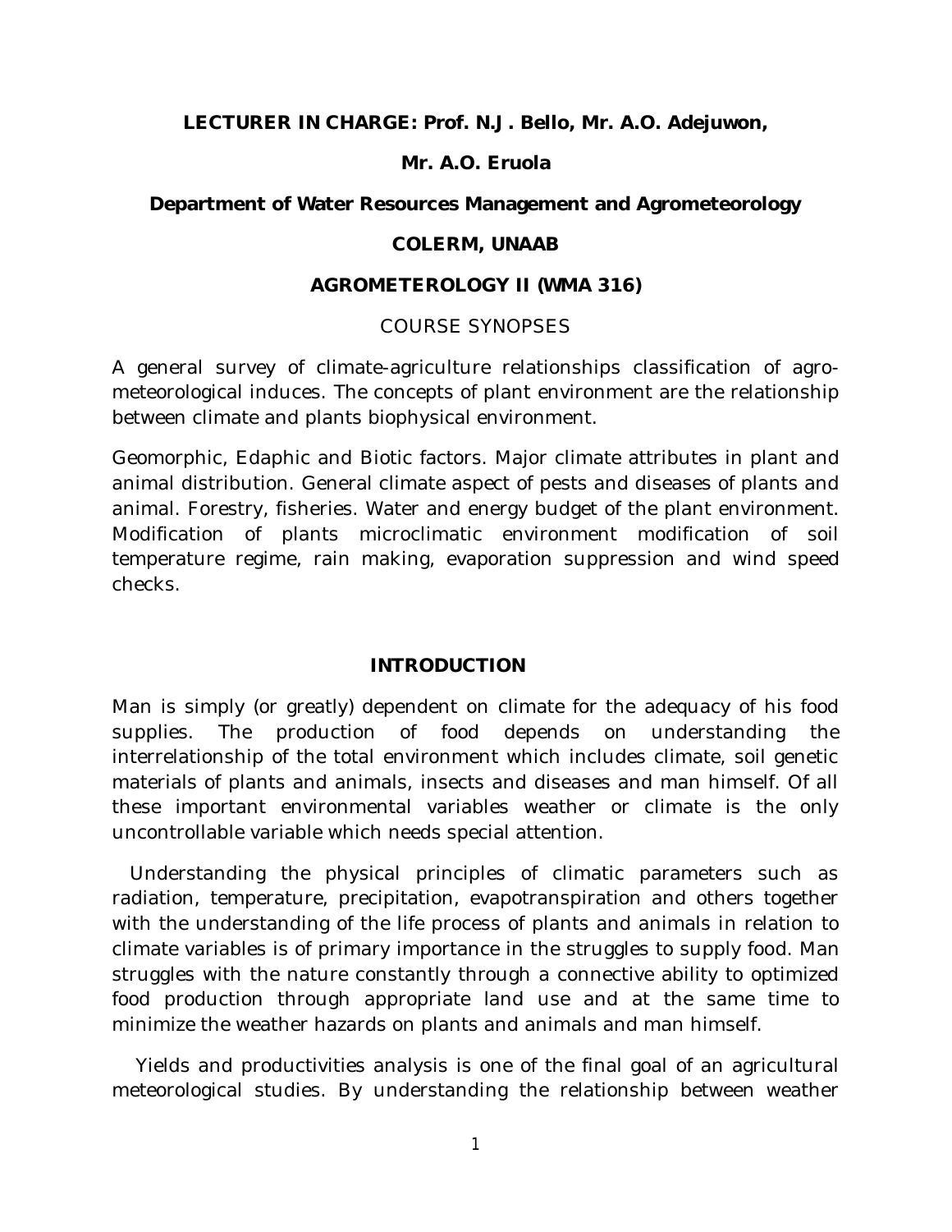**LECTURER IN CHARGE: Prof. N.J. Bello, Mr. A.O. Adejuwon,**

**Mr. A.O. Eruola**

**Department of Water Resources Management and Agrometeorology**

**COLERM, UNAAB**

**AGROMETEROLOGY II (WMA 316)**

COURSE SYNOPSES

A general survey of climate-agriculture relationships classification of agro-meteorological induces. The concepts of plant environment are the relationship between climate and plants biophysical environment.

Geomorphic, Edaphic and Biotic factors. Major climate attributes in plant and animal distribution. General climate aspect of pests and diseases of plants and animal. Forestry, fisheries. Water and energy budget of the plant environment. Modification of plants microclimatic environment modification of soil temperature regime, rain making, evaporation suppression and wind speed checks.

## INTRODUCTION

Man is simply (or greatly) dependent on climate for the adequacy of his food supplies. The production of food depends on understanding the interrelationship of the total environment which includes climate, soil genetic materials of plants and animals, insects and diseases and man himself. Of all these important environmental variables weather or climate is the only uncontrollable variable which needs special attention.

Understanding the physical principles of climatic parameters such as radiation, temperature, precipitation, evapotranspiration and others together with the understanding of the life process of plants and animals in relation to climate variables is of primary importance in the struggles to supply food. Man struggles with the nature constantly through a connective ability to optimized food production through appropriate land use and at the same time to minimize the weather hazards on plants and animals and man himself.

Yields and productivities analysis is one of the final goal of an agricultural meteorological studies. By understanding the relationship between weather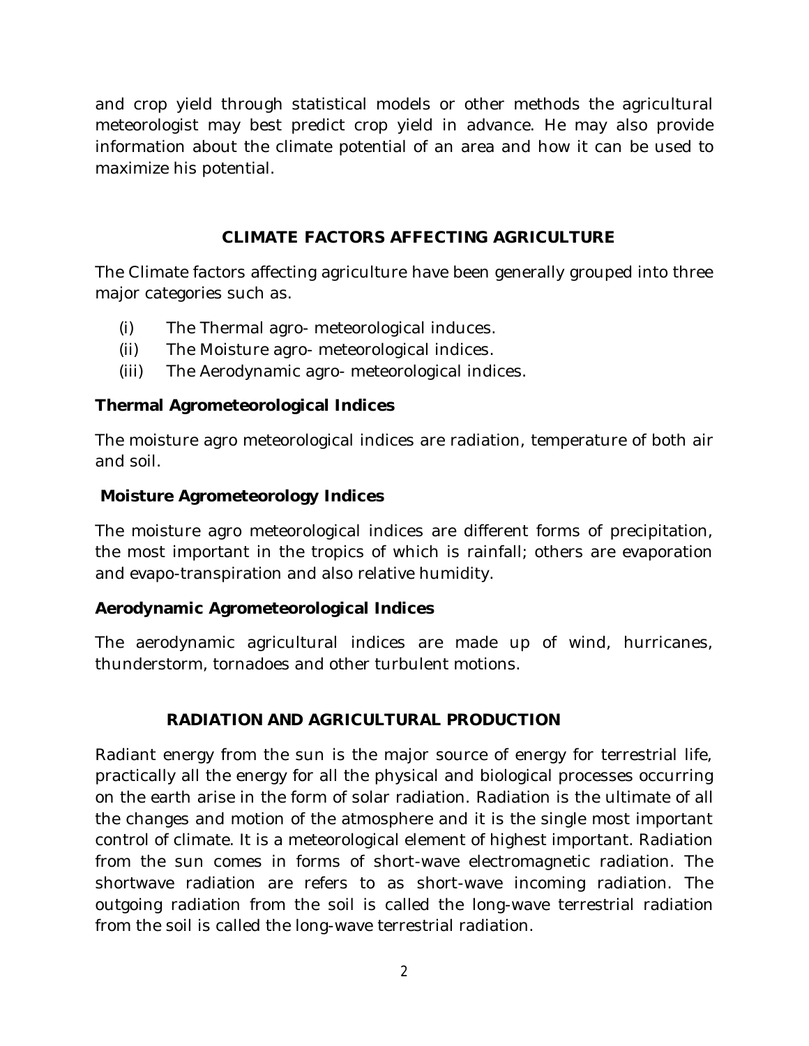and crop yield through statistical models or other methods the agricultural meteorologist may best predict crop yield in advance. He may also provide information about the climate potential of an area and how it can be used to maximize his potential.

## CLIMATE FACTORS AFFECTING AGRICULTURE

The Climate factors affecting agriculture have been generally grouped into three major categories such as.

(i) The Thermal agro- meteorological induces.
(ii) The Moisture agro- meteorological indices.
(iii) The Aerodynamic agro- meteorological indices.

### Thermal Agrometeorological Indices

The moisture agro meteorological indices are radiation, temperature of both air and soil.

### Moisture Agrometeorology Indices

The moisture agro meteorological indices are different forms of precipitation, the most important in the tropics of which is rainfall; others are evaporation and evapo-transpiration and also relative humidity.

### Aerodynamic Agrometeorological Indices

The aerodynamic agricultural indices are made up of wind, hurricanes, thunderstorm, tornadoes and other turbulent motions.

## RADIATION AND AGRICULTURAL PRODUCTION

Radiant energy from the sun is the major source of energy for terrestrial life, practically all the energy for all the physical and biological processes occurring on the earth arise in the form of solar radiation. Radiation is the ultimate of all the changes and motion of the atmosphere and it is the single most important control of climate. It is a meteorological element of highest important. Radiation from the sun comes in forms of short-wave electromagnetic radiation. The shortwave radiation are refers to as short-wave incoming radiation. The outgoing radiation from the soil is called the long-wave terrestrial radiation from the soil is called the long-wave terrestrial radiation.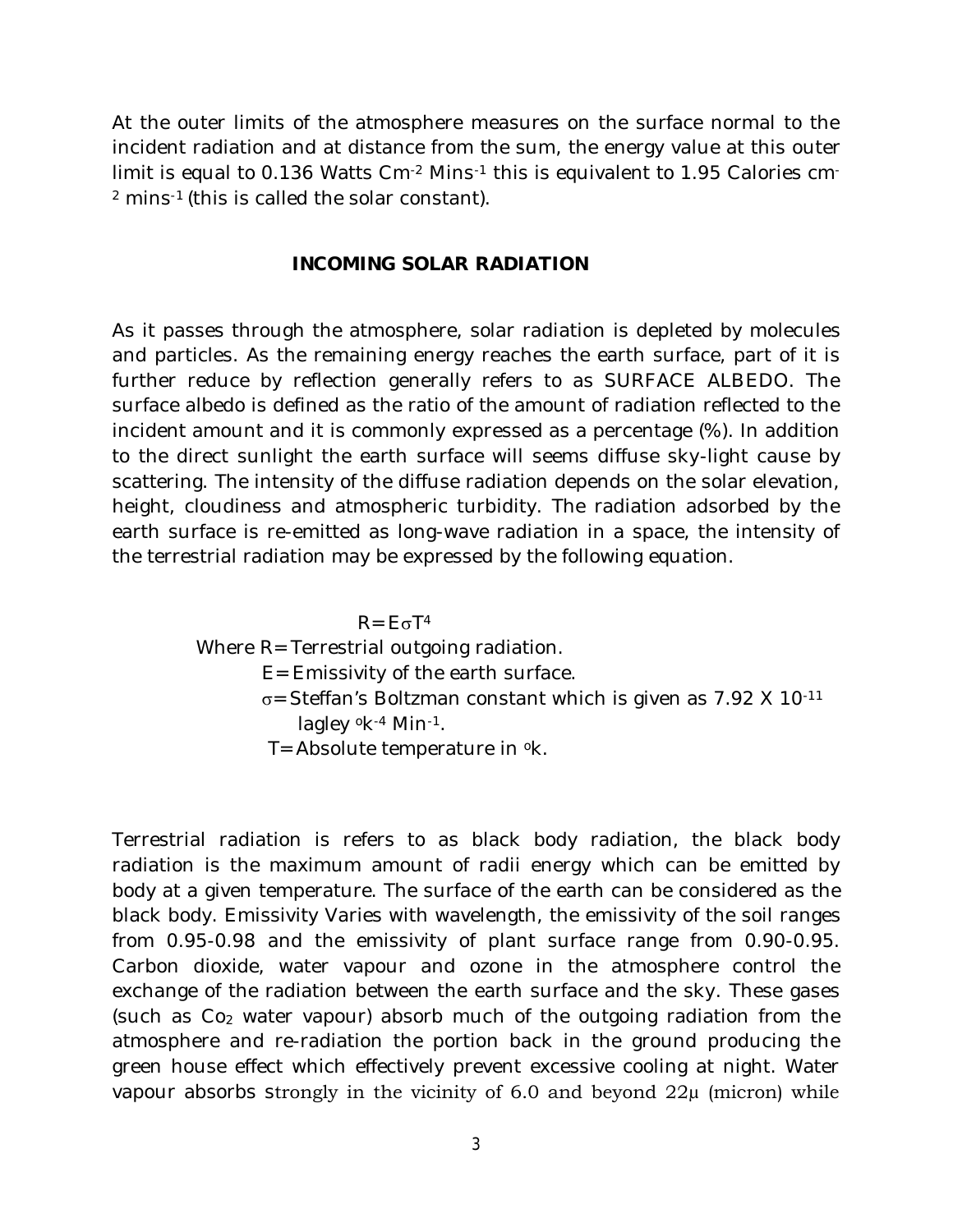At the outer limits of the atmosphere measures on the surface normal to the incident radiation and at distance from the sum, the energy value at this outer limit is equal to 0.136 Watts $Cm^{-2}$ $Mins^{-1}$ this is equivalent to 1.95 Calories $cm^{-2}$ $mins^{-1}$ (this is called the solar constant).

## INCOMING SOLAR RADIATION

As it passes through the atmosphere, solar radiation is depleted by molecules and particles. As the remaining energy reaches the earth surface, part of it is further reduce by reflection generally refers to as SURFACE ALBEDO. The surface albedo is defined as the ratio of the amount of radiation reflected to the incident amount and it is commonly expressed as a percentage (%). In addition to the direct sunlight the earth surface will seems diffuse sky-light cause by scattering. The intensity of the diffuse radiation depends on the solar elevation, height, cloudiness and atmospheric turbidity. The radiation adsorbed by the earth surface is re-emitted as long-wave radiation in a space, the intensity of the terrestrial radiation may be expressed by the following equation.

$$R = E\sigma T^4$$

Where R = Terrestrial outgoing radiation.

E = Emissivity of the earth surface.

$\sigma$ = Steffan's Boltzman constant which is given as 7.92 X $10^{-11}$ lagley $^{o}k^{-4}$ $Min^{-1}$.

T = Absolute temperature in $^{o}k$.

Terrestrial radiation is refers to as black body radiation, the black body radiation is the maximum amount of radii energy which can be emitted by body at a given temperature. The surface of the earth can be considered as the black body. Emissivity Varies with wavelength, the emissivity of the soil ranges from 0.95-0.98 and the emissivity of plant surface range from 0.90-0.95. Carbon dioxide, water vapour and ozone in the atmosphere control the exchange of the radiation between the earth surface and the sky. These gases (such as $Co_2$ water vapour) absorb much of the outgoing radiation from the atmosphere and re-radiation the portion back in the ground producing the green house effect which effectively prevent excessive cooling at night. Water vapour absorbs strongly in the vicinity of 6.0 and beyond 22µ (micron) while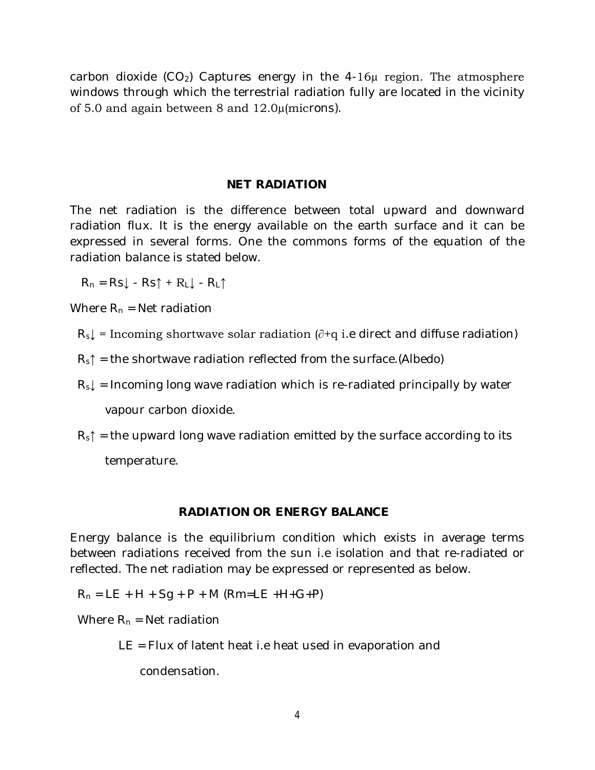carbon dioxide ($CO_2$) Captures energy in the 4-16μ region. The atmosphere windows through which the terrestrial radiation fully are located in the vicinity of 5.0 and again between 8 and 12.0μ(microns).

## NET RADIATION

The net radiation is the difference between total upward and downward radiation flux. It is the energy available on the earth surface and it can be expressed in several forms. One the commons forms of the equation of the radiation balance is stated below.

$R_n = Rs\downarrow - Rs\uparrow + R_L\downarrow - R_L\uparrow$

Where $R_n$ = Net radiation

$R_s\downarrow$ = Incoming shortwave solar radiation ($\partial$+q i.e direct and diffuse radiation)

$R_s\uparrow$ = the shortwave radiation reflected from the surface.(Albedo)

$R_s\downarrow$ = Incoming long wave radiation which is re-radiated principally by water vapour carbon dioxide.

$R_s\uparrow$ = the upward long wave radiation emitted by the surface according to its temperature.

## RADIATION OR ENERGY BALANCE

Energy balance is the equilibrium condition which exists in average terms between radiations received from the sun i.e isolation and that re-radiated or reflected. The net radiation may be expressed or represented as below.

$R_n = LE + H + Sg + P + M$ (Rm=LE +H+G+P)

Where $R_n$ = Net radiation

LE = Flux of latent heat i.e heat used in evaporation and condensation.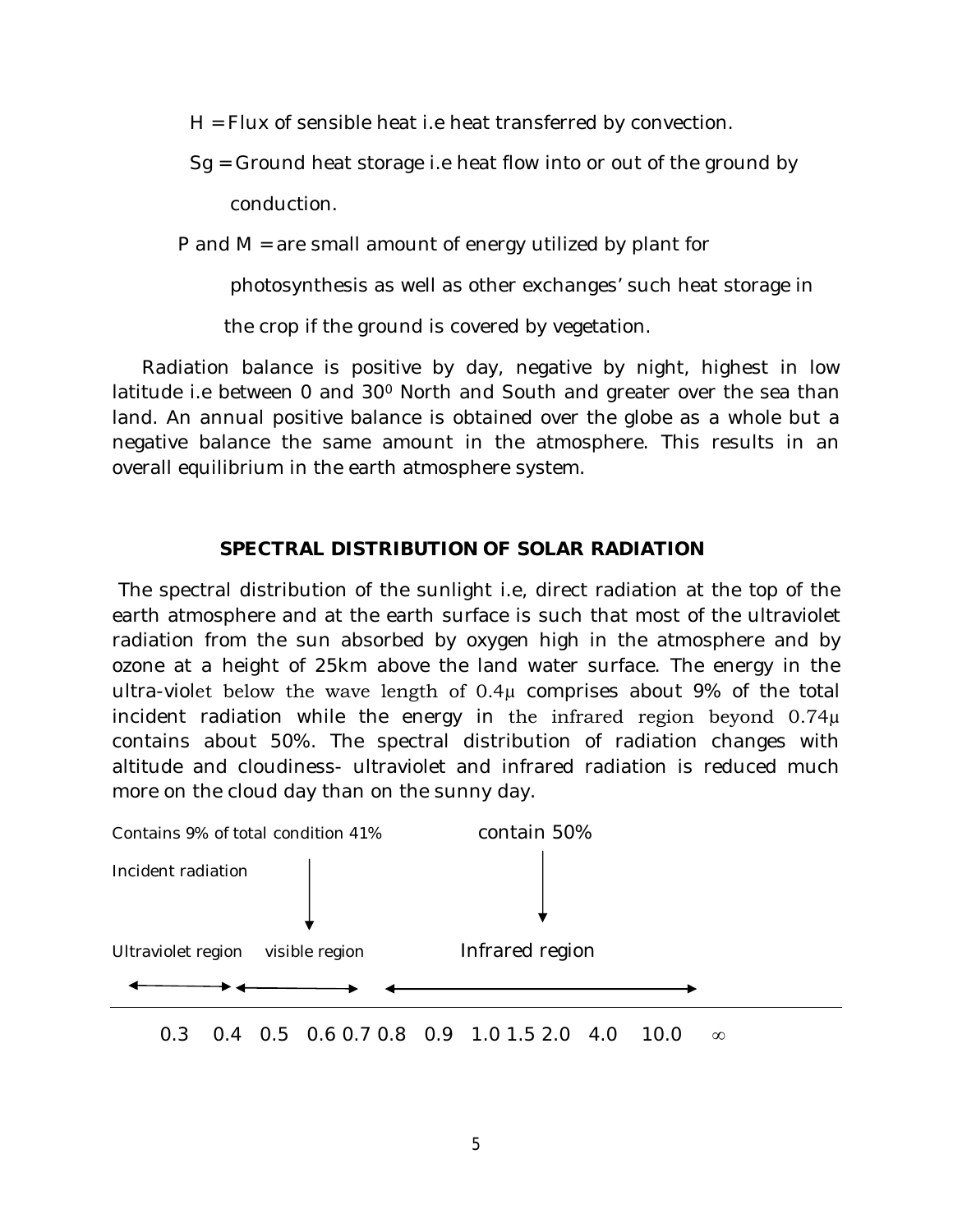H = Flux of sensible heat i.e heat transferred by convection.

Sg = Ground heat storage i.e heat flow into or out of the ground by conduction.

P and M = are small amount of energy utilized by plant for photosynthesis as well as other exchanges' such heat storage in the crop if the ground is covered by vegetation.

Radiation balance is positive by day, negative by night, highest in low latitude i.e between 0 and $30^0$ North and South and greater over the sea than land. An annual positive balance is obtained over the globe as a whole but a negative balance the same amount in the atmosphere. This results in an overall equilibrium in the earth atmosphere system.

### SPECTRAL DISTRIBUTION OF SOLAR RADIATION

The spectral distribution of the sunlight i.e, direct radiation at the top of the earth atmosphere and at the earth surface is such that most of the ultraviolet radiation from the sun absorbed by oxygen high in the atmosphere and by ozone at a height of 25km above the land water surface. The energy in the ultra-violet below the wave length of 0.4µ comprises about 9% of the total incident radiation while the energy in the infrared region beyond 0.74µ contains about 50%. The spectral distribution of radiation changes with altitude and cloudiness- ultraviolet and infrared radiation is reduced much more on the cloud day than on the sunny day.

Contains 9% of total Incident radiation — condition 41% — contain 50%

Ultraviolet region — visible region — Infrared region

0.3 0.4 0.5 0.6 0.7 0.8 0.9 1.0 1.5 2.0 4.0 10.0 ∞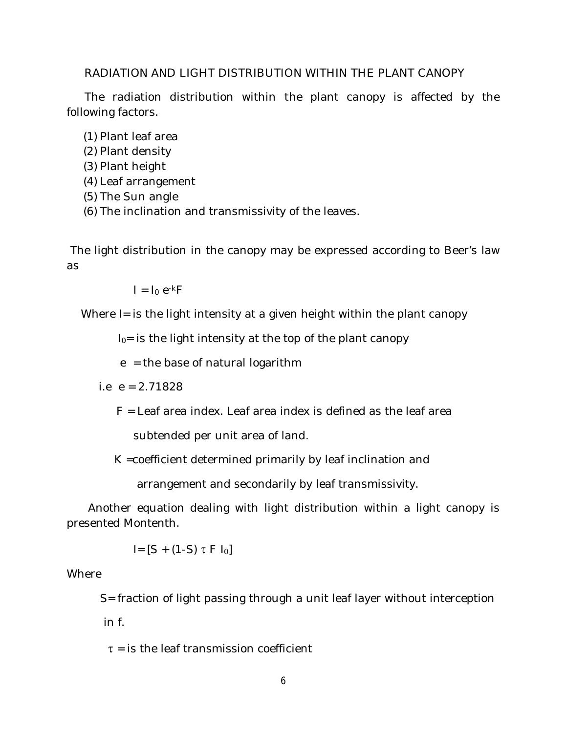## RADIATION AND LIGHT DISTRIBUTION WITHIN THE PLANT CANOPY

The radiation distribution within the plant canopy is affected by the following factors.

(1) Plant leaf area
(2) Plant density
(3) Plant height
(4) Leaf arrangement
(5) The Sun angle
(6) The inclination and transmissivity of the leaves.

The light distribution in the canopy may be expressed according to Beer's law as

$$I = I_0 \, e^{-k}F$$

Where I= is the light intensity at a given height within the plant canopy

$I_0$= is the light intensity at the top of the plant canopy

e = the base of natural logarithm

i.e e = 2.71828

F = Leaf area index. Leaf area index is defined as the leaf area subtended per unit area of land.

K =coefficient determined primarily by leaf inclination and arrangement and secondarily by leaf transmissivity.

Another equation dealing with light distribution within a light canopy is presented Montenth.

$$I = [S + (1-S) \, \tau \, F \, I_0]$$

Where

S= fraction of light passing through a unit leaf layer without interception in f.

$\tau$ = is the leaf transmission coefficient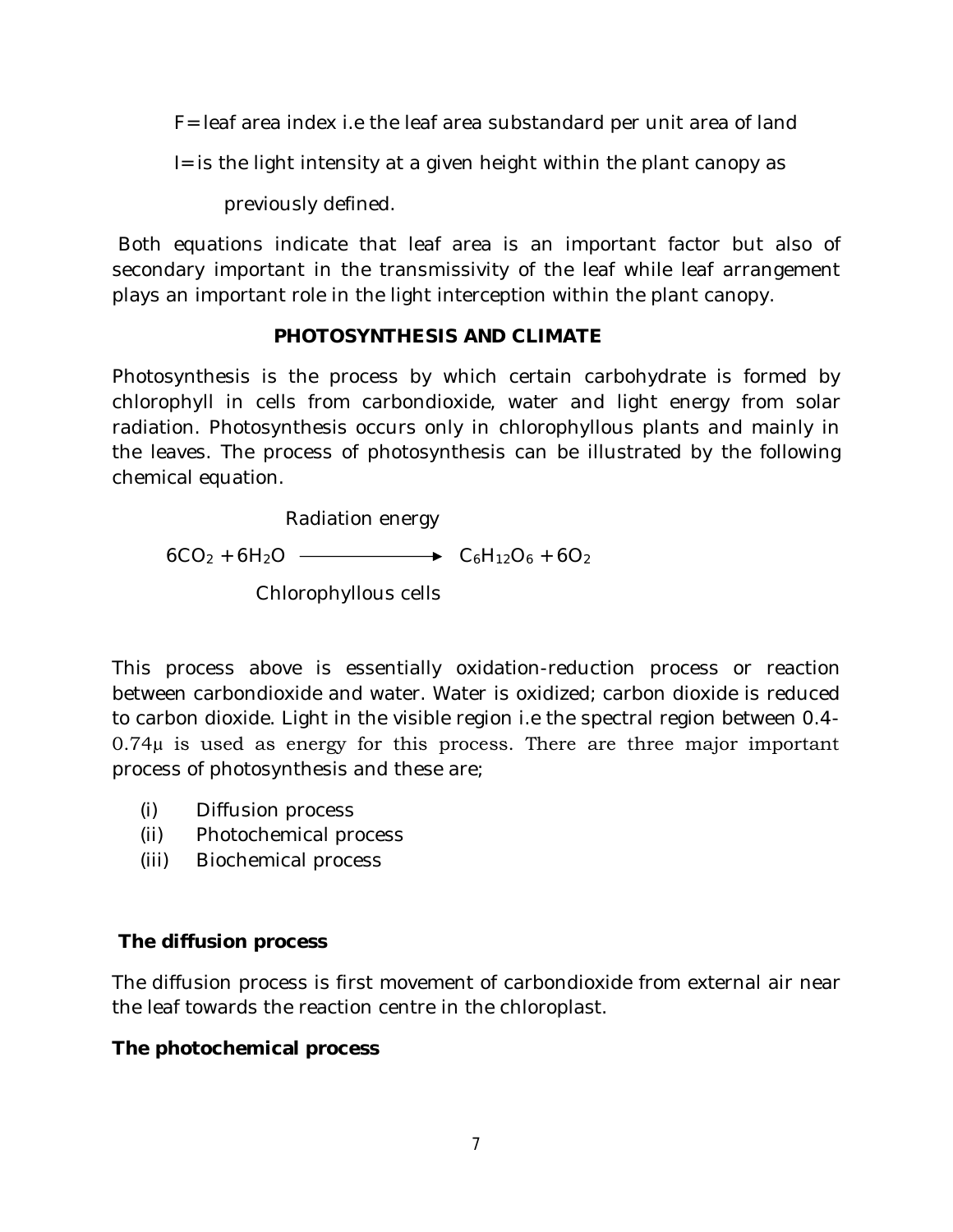F= leaf area index i.e the leaf area substandard per unit area of land

I= is the light intensity at a given height within the plant canopy as previously defined.

Both equations indicate that leaf area is an important factor but also of secondary important in the transmissivity of the leaf while leaf arrangement plays an important role in the light interception within the plant canopy.

## PHOTOSYNTHESIS AND CLIMATE

Photosynthesis is the process by which certain carbohydrate is formed by chlorophyll in cells from carbondioxide, water and light energy from solar radiation. Photosynthesis occurs only in chlorophyllous plants and mainly in the leaves. The process of photosynthesis can be illustrated by the following chemical equation.

$$6CO_2 + 6H_2O \xrightarrow[\text{Chlorophyllous cells}]{\text{Radiation energy}} C_6H_{12}O_6 + 6O_2$$

This process above is essentially oxidation-reduction process or reaction between carbondioxide and water. Water is oxidized; carbon dioxide is reduced to carbon dioxide. Light in the visible region i.e the spectral region between 0.4-0.74μ is used as energy for this process. There are three major important process of photosynthesis and these are;

(i) Diffusion process
(ii) Photochemical process
(iii) Biochemical process

### The diffusion process

The diffusion process is first movement of carbondioxide from external air near the leaf towards the reaction centre in the chloroplast.

### The photochemical process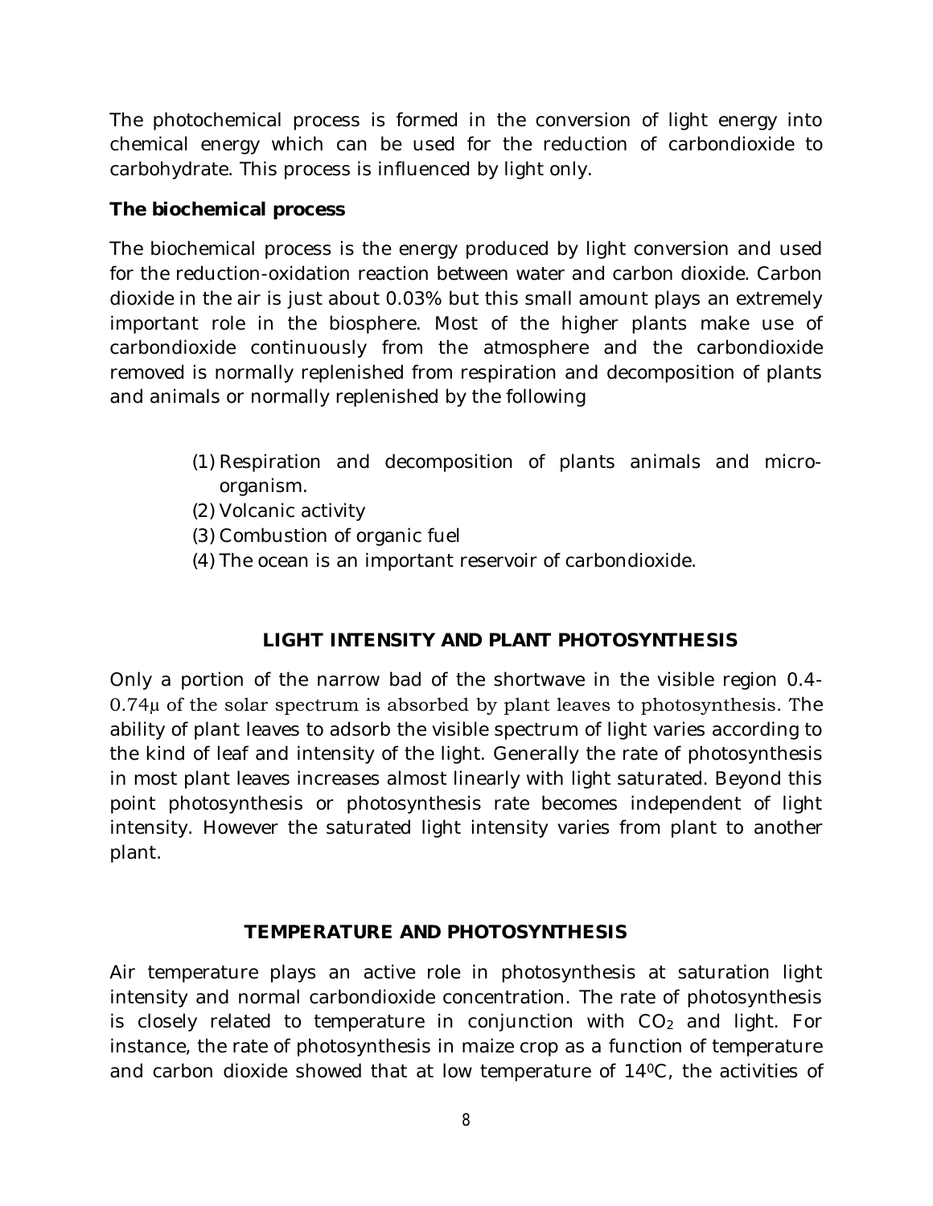The photochemical process is formed in the conversion of light energy into chemical energy which can be used for the reduction of carbondioxide to carbohydrate. This process is influenced by light only.

**The biochemical process**

The biochemical process is the energy produced by light conversion and used for the reduction-oxidation reaction between water and carbon dioxide. Carbon dioxide in the air is just about 0.03% but this small amount plays an extremely important role in the biosphere. Most of the higher plants make use of carbondioxide continuously from the atmosphere and the carbondioxide removed is normally replenished from respiration and decomposition of plants and animals or normally replenished by the following

(1) Respiration and decomposition of plants animals and micro-organism.
(2) Volcanic activity
(3) Combustion of organic fuel
(4) The ocean is an important reservoir of carbondioxide.

## LIGHT INTENSITY AND PLANT PHOTOSYNTHESIS

Only a portion of the narrow bad of the shortwave in the visible region 0.4-0.74μ of the solar spectrum is absorbed by plant leaves to photosynthesis. The ability of plant leaves to adsorb the visible spectrum of light varies according to the kind of leaf and intensity of the light. Generally the rate of photosynthesis in most plant leaves increases almost linearly with light saturated. Beyond this point photosynthesis or photosynthesis rate becomes independent of light intensity. However the saturated light intensity varies from plant to another plant.

## TEMPERATURE AND PHOTOSYNTHESIS

Air temperature plays an active role in photosynthesis at saturation light intensity and normal carbondioxide concentration. The rate of photosynthesis is closely related to temperature in conjunction with $CO_2$ and light. For instance, the rate of photosynthesis in maize crop as a function of temperature and carbon dioxide showed that at low temperature of $14^0C$, the activities of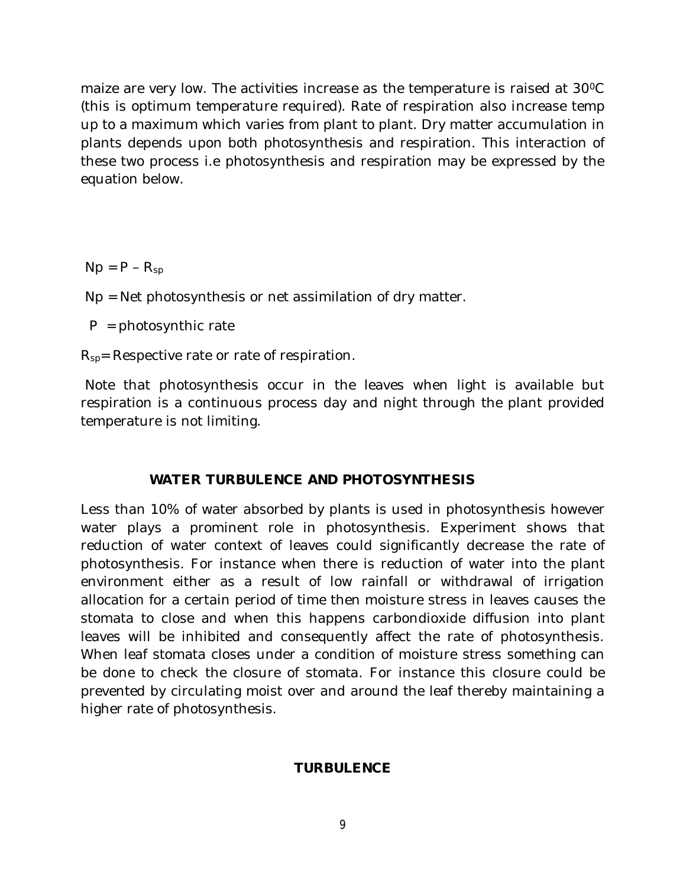maize are very low. The activities increase as the temperature is raised at $30^0C$ (this is optimum temperature required). Rate of respiration also increase temp up to a maximum which varies from plant to plant. Dry matter accumulation in plants depends upon both photosynthesis and respiration. This interaction of these two process i.e photosynthesis and respiration may be expressed by the equation below.

$Np = P - R_{sp}$

$Np$ = Net photosynthesis or net assimilation of dry matter.

$P$ = photosynthic rate

$R_{sp}$= Respective rate or rate of respiration.

Note that photosynthesis occur in the leaves when light is available but respiration is a continuous process day and night through the plant provided temperature is not limiting.

## WATER TURBULENCE AND PHOTOSYNTHESIS

Less than 10% of water absorbed by plants is used in photosynthesis however water plays a prominent role in photosynthesis. Experiment shows that reduction of water context of leaves could significantly decrease the rate of photosynthesis. For instance when there is reduction of water into the plant environment either as a result of low rainfall or withdrawal of irrigation allocation for a certain period of time then moisture stress in leaves causes the stomata to close and when this happens carbondioxide diffusion into plant leaves will be inhibited and consequently affect the rate of photosynthesis. When leaf stomata closes under a condition of moisture stress something can be done to check the closure of stomata. For instance this closure could be prevented by circulating moist over and around the leaf thereby maintaining a higher rate of photosynthesis.

## TURBULENCE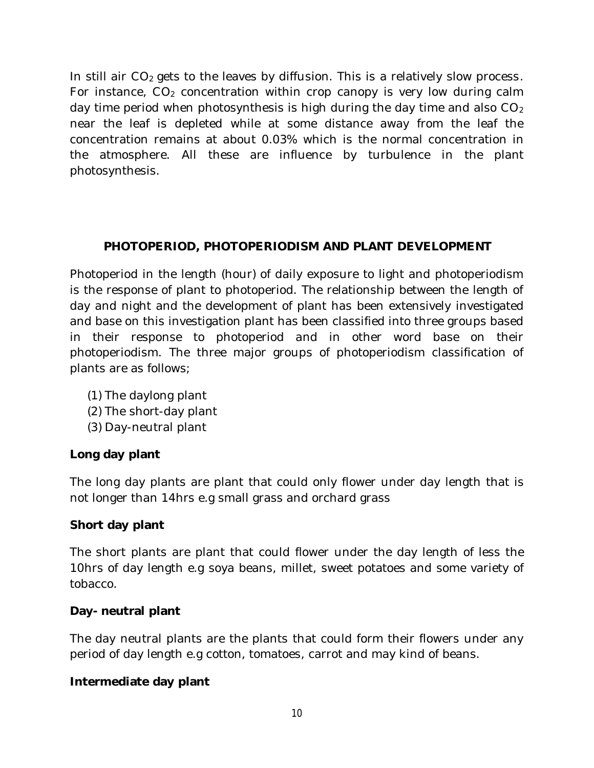In still air $CO_2$ gets to the leaves by diffusion. This is a relatively slow process. For instance, $CO_2$ concentration within crop canopy is very low during calm day time period when photosynthesis is high during the day time and also $CO_2$ near the leaf is depleted while at some distance away from the leaf the concentration remains at about 0.03% which is the normal concentration in the atmosphere. All these are influence by turbulence in the plant photosynthesis.

## PHOTOPERIOD, PHOTOPERIODISM AND PLANT DEVELOPMENT

Photoperiod in the length (hour) of daily exposure to light and photoperiodism is the response of plant to photoperiod. The relationship between the length of day and night and the development of plant has been extensively investigated and base on this investigation plant has been classified into three groups based in their response to photoperiod and in other word base on their photoperiodism. The three major groups of photoperiodism classification of plants are as follows;

(1) The daylong plant
(2) The short-day plant
(3) Day-neutral plant

**Long day plant**

The long day plants are plant that could only flower under day length that is not longer than 14hrs e.g small grass and orchard grass

**Short day plant**

The short plants are plant that could flower under the day length of less the 10hrs of day length e.g soya beans, millet, sweet potatoes and some variety of tobacco.

**Day- neutral plant**

The day neutral plants are the plants that could form their flowers under any period of day length e.g cotton, tomatoes, carrot and may kind of beans.

**Intermediate day plant**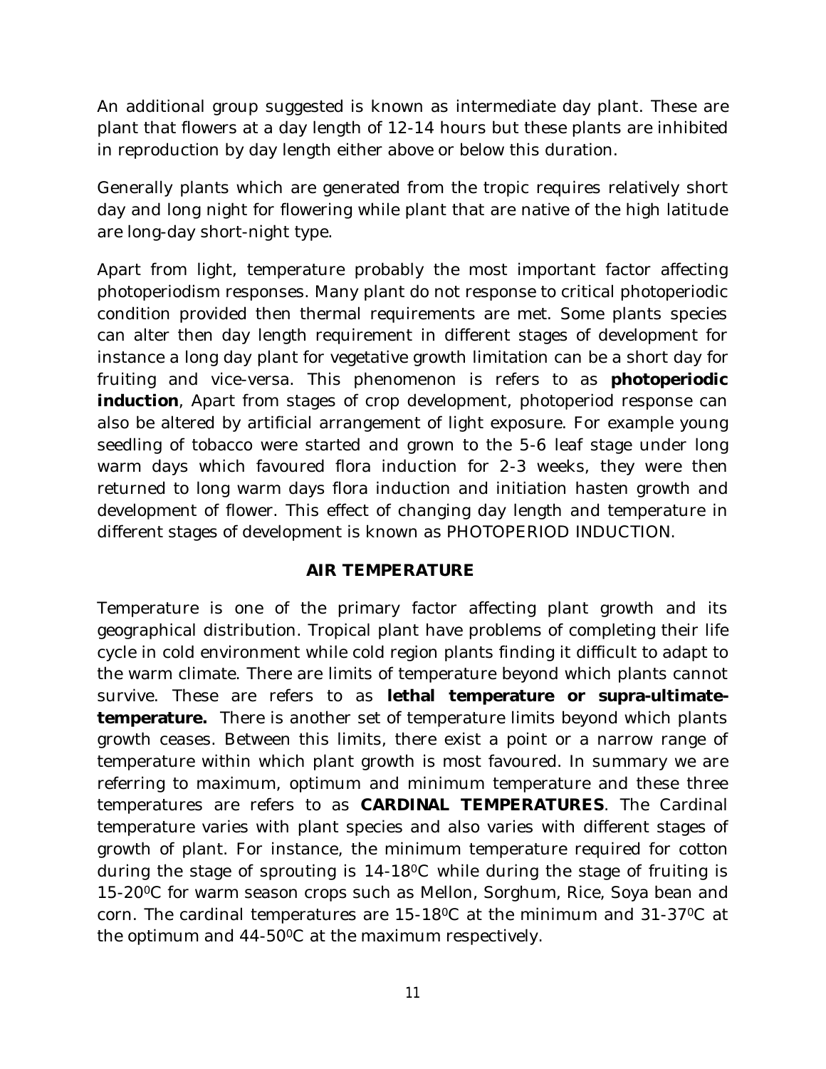An additional group suggested is known as intermediate day plant. These are plant that flowers at a day length of 12-14 hours but these plants are inhibited in reproduction by day length either above or below this duration.

Generally plants which are generated from the tropic requires relatively short day and long night for flowering while plant that are native of the high latitude are long-day short-night type.

Apart from light, temperature probably the most important factor affecting photoperiodism responses. Many plant do not response to critical photoperiodic condition provided then thermal requirements are met. Some plants species can alter then day length requirement in different stages of development for instance a long day plant for vegetative growth limitation can be a short day for fruiting and vice-versa. This phenomenon is refers to as **photoperiodic induction**, Apart from stages of crop development, photoperiod response can also be altered by artificial arrangement of light exposure. For example young seedling of tobacco were started and grown to the 5-6 leaf stage under long warm days which favoured flora induction for 2-3 weeks, they were then returned to long warm days flora induction and initiation hasten growth and development of flower. This effect of changing day length and temperature in different stages of development is known as PHOTOPERIOD INDUCTION.

## AIR TEMPERATURE

Temperature is one of the primary factor affecting plant growth and its geographical distribution. Tropical plant have problems of completing their life cycle in cold environment while cold region plants finding it difficult to adapt to the warm climate. There are limits of temperature beyond which plants cannot survive. These are refers to as **lethal temperature or supra-ultimate-temperature.** There is another set of temperature limits beyond which plants growth ceases. Between this limits, there exist a point or a narrow range of temperature within which plant growth is most favoured. In summary we are referring to maximum, optimum and minimum temperature and these three temperatures are refers to as **CARDINAL TEMPERATURES**. The Cardinal temperature varies with plant species and also varies with different stages of growth of plant. For instance, the minimum temperature required for cotton during the stage of sprouting is 14-18$^0$C while during the stage of fruiting is 15-20$^0$C for warm season crops such as Mellon, Sorghum, Rice, Soya bean and corn. The cardinal temperatures are 15-18$^0$C at the minimum and 31-37$^0$C at the optimum and 44-50$^0$C at the maximum respectively.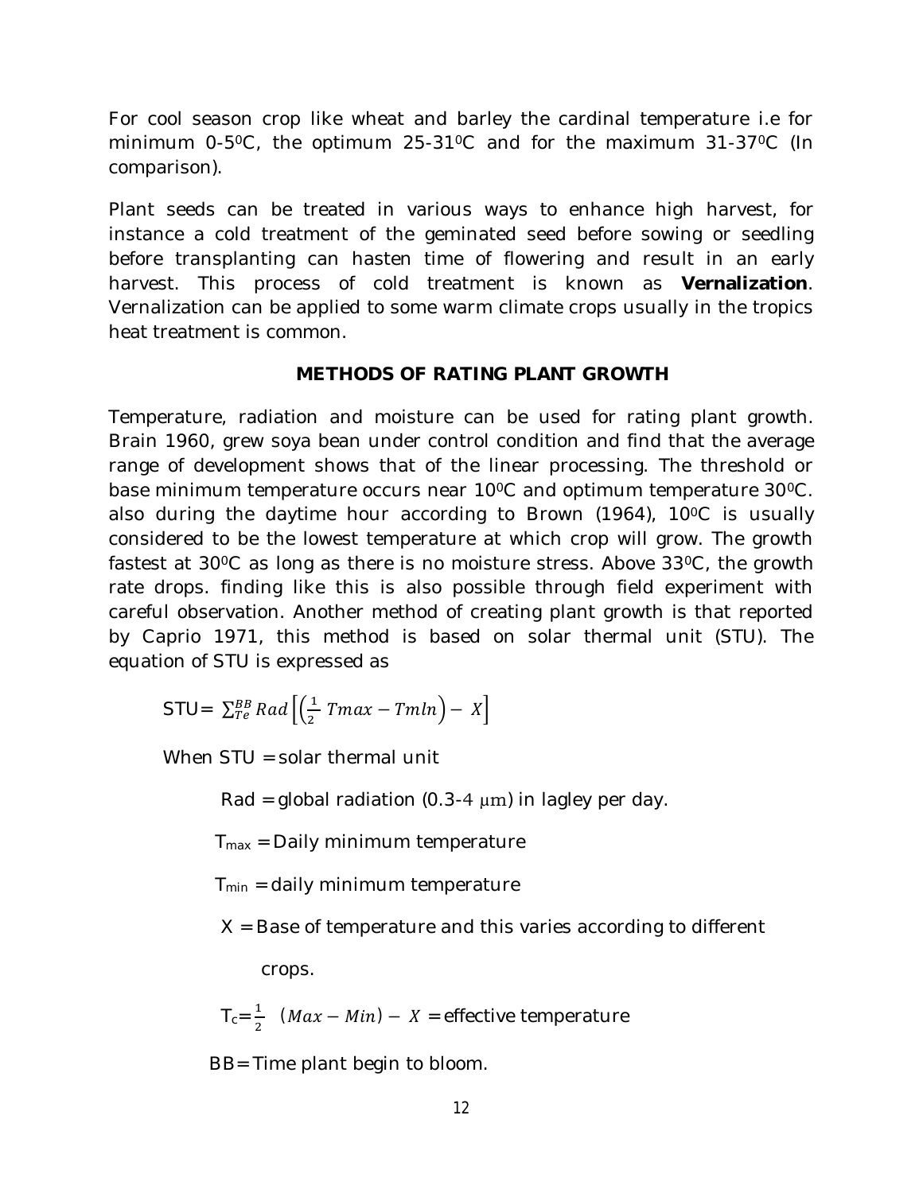For cool season crop like wheat and barley the cardinal temperature i.e for minimum 0-5$^0$C, the optimum 25-31$^0$C and for the maximum 31-37$^0$C (In comparison).

Plant seeds can be treated in various ways to enhance high harvest, for instance a cold treatment of the geminated seed before sowing or seedling before transplanting can hasten time of flowering and result in an early harvest. This process of cold treatment is known as **Vernalization**. Vernalization can be applied to some warm climate crops usually in the tropics heat treatment is common.

### METHODS OF RATING PLANT GROWTH

Temperature, radiation and moisture can be used for rating plant growth. Brain 1960, grew soya bean under control condition and find that the average range of development shows that of the linear processing. The threshold or base minimum temperature occurs near 10$^0$C and optimum temperature 30$^0$C. also during the daytime hour according to Brown (1964), 10$^0$C is usually considered to be the lowest temperature at which crop will grow. The growth fastest at 30$^0$C as long as there is no moisture stress. Above 33$^0$C, the growth rate drops. finding like this is also possible through field experiment with careful observation. Another method of creating plant growth is that reported by Caprio 1971, this method is based on solar thermal unit (STU). The equation of STU is expressed as

$$STU = \sum_{Te}^{BB} Rad\left[\left(\frac{1}{2}\ Tmax - Tmln\right) - \ X\right]$$

When STU = solar thermal unit

Rad = global radiation (0.3-4 $\mu$m) in lagley per day.

$T_{max}$ = Daily minimum temperature

$T_{min}$ = daily minimum temperature

X = Base of temperature and this varies according to different crops.

$T_c = \frac{1}{2}\ \ (Max - Min) - \ X$ = effective temperature

BB= Time plant begin to bloom.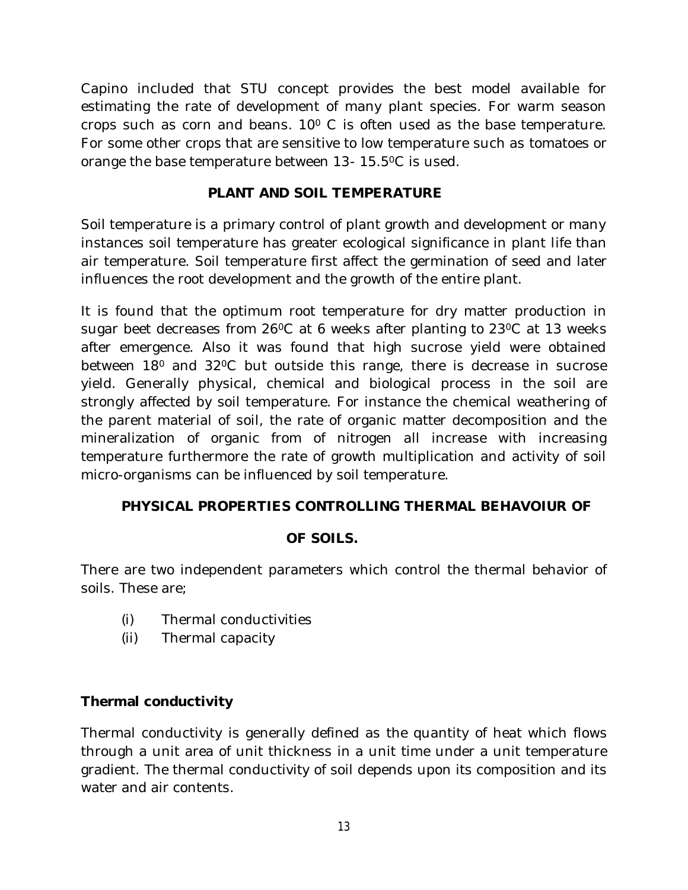Capino included that STU concept provides the best model available for estimating the rate of development of many plant species. For warm season crops such as corn and beans. $10^0$ C is often used as the base temperature. For some other crops that are sensitive to low temperature such as tomatoes or orange the base temperature between 13- $15.5^0$C is used.

## PLANT AND SOIL TEMPERATURE

Soil temperature is a primary control of plant growth and development or many instances soil temperature has greater ecological significance in plant life than air temperature. Soil temperature first affect the germination of seed and later influences the root development and the growth of the entire plant.

It is found that the optimum root temperature for dry matter production in sugar beet decreases from $26^0$C at 6 weeks after planting to $23^0$C at 13 weeks after emergence. Also it was found that high sucrose yield were obtained between $18^0$ and $32^0$C but outside this range, there is decrease in sucrose yield. Generally physical, chemical and biological process in the soil are strongly affected by soil temperature. For instance the chemical weathering of the parent material of soil, the rate of organic matter decomposition and the mineralization of organic from of nitrogen all increase with increasing temperature furthermore the rate of growth multiplication and activity of soil micro-organisms can be influenced by soil temperature.

## PHYSICAL PROPERTIES CONTROLLING THERMAL BEHAVOIUR OF OF SOILS.

There are two independent parameters which control the thermal behavior of soils. These are;

(i) Thermal conductivities
(ii) Thermal capacity

### Thermal conductivity

Thermal conductivity is generally defined as the quantity of heat which flows through a unit area of unit thickness in a unit time under a unit temperature gradient. The thermal conductivity of soil depends upon its composition and its water and air contents.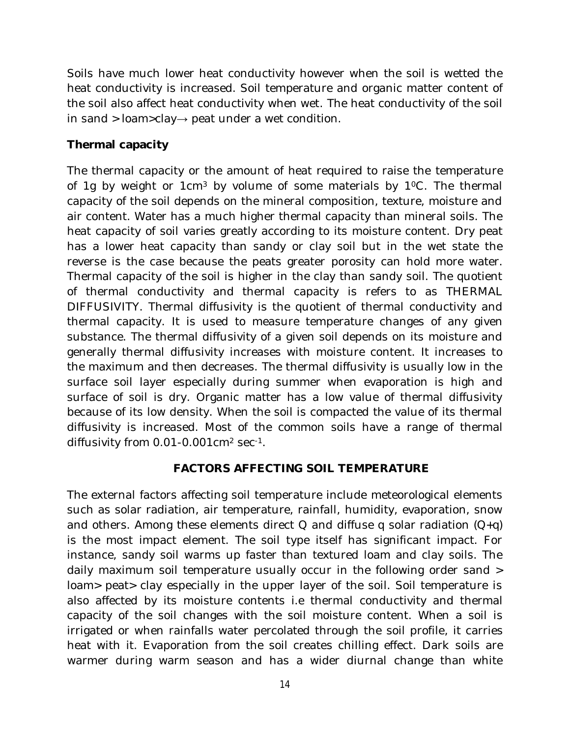Soils have much lower heat conductivity however when the soil is wetted the heat conductivity is increased. Soil temperature and organic matter content of the soil also affect heat conductivity when wet. The heat conductivity of the soil in sand > loam>clay→ peat under a wet condition.

**Thermal capacity**

The thermal capacity or the amount of heat required to raise the temperature of 1g by weight or $1cm^3$ by volume of some materials by $1^0C$. The thermal capacity of the soil depends on the mineral composition, texture, moisture and air content. Water has a much higher thermal capacity than mineral soils. The heat capacity of soil varies greatly according to its moisture content. Dry peat has a lower heat capacity than sandy or clay soil but in the wet state the reverse is the case because the peats greater porosity can hold more water. Thermal capacity of the soil is higher in the clay than sandy soil. The quotient of thermal conductivity and thermal capacity is refers to as THERMAL DIFFUSIVITY. Thermal diffusivity is the quotient of thermal conductivity and thermal capacity. It is used to measure temperature changes of any given substance. The thermal diffusivity of a given soil depends on its moisture and generally thermal diffusivity increases with moisture content. It increases to the maximum and then decreases. The thermal diffusivity is usually low in the surface soil layer especially during summer when evaporation is high and surface of soil is dry. Organic matter has a low value of thermal diffusivity because of its low density. When the soil is compacted the value of its thermal diffusivity is increased. Most of the common soils have a range of thermal diffusivity from 0.01-0.001$cm^2$ $sec^{-1}$.

## FACTORS AFFECTING SOIL TEMPERATURE

The external factors affecting soil temperature include meteorological elements such as solar radiation, air temperature, rainfall, humidity, evaporation, snow and others. Among these elements direct Q and diffuse q solar radiation (Q+q) is the most impact element. The soil type itself has significant impact. For instance, sandy soil warms up faster than textured loam and clay soils. The daily maximum soil temperature usually occur in the following order sand > loam> peat> clay especially in the upper layer of the soil. Soil temperature is also affected by its moisture contents i.e thermal conductivity and thermal capacity of the soil changes with the soil moisture content. When a soil is irrigated or when rainfalls water percolated through the soil profile, it carries heat with it. Evaporation from the soil creates chilling effect. Dark soils are warmer during warm season and has a wider diurnal change than white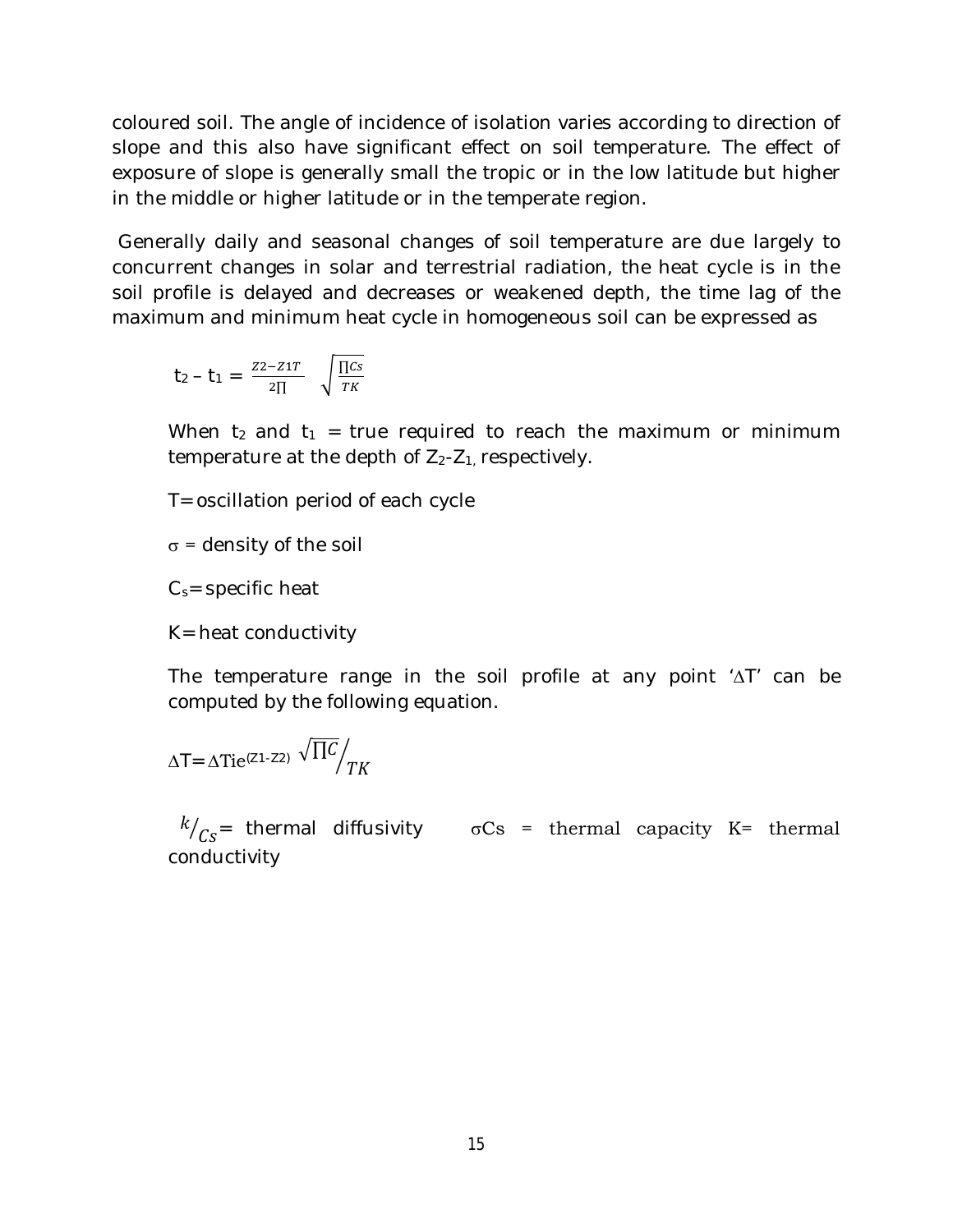coloured soil. The angle of incidence of isolation varies according to direction of slope and this also have significant effect on soil temperature. The effect of exposure of slope is generally small the tropic or in the low latitude but higher in the middle or higher latitude or in the temperate region.

Generally daily and seasonal changes of soil temperature are due largely to concurrent changes in solar and terrestrial radiation, the heat cycle is in the soil profile is delayed and decreases or weakened depth, the time lag of the maximum and minimum heat cycle in homogeneous soil can be expressed as

$$t_2 - t_1 = \frac{Z2 - Z1T}{2\prod} \sqrt{\frac{\prod Cs}{TK}}$$

When $t_2$ and $t_1$ = true required to reach the maximum or minimum temperature at the depth of $Z_2$-$Z_1$, respectively.

T= oscillation period of each cycle

$\sigma$ = density of the soil

$C_s$= specific heat

K= heat conductivity

The temperature range in the soil profile at any point '$\Delta T$' can be computed by the following equation.

$$\Delta T = \Delta Tie^{(Z1-Z2)} \sqrt{\prod C}\Big/_{TK}$$

$^{k}/_{Cs}$= thermal diffusivity $\sigma Cs$ = thermal capacity K= thermal conductivity